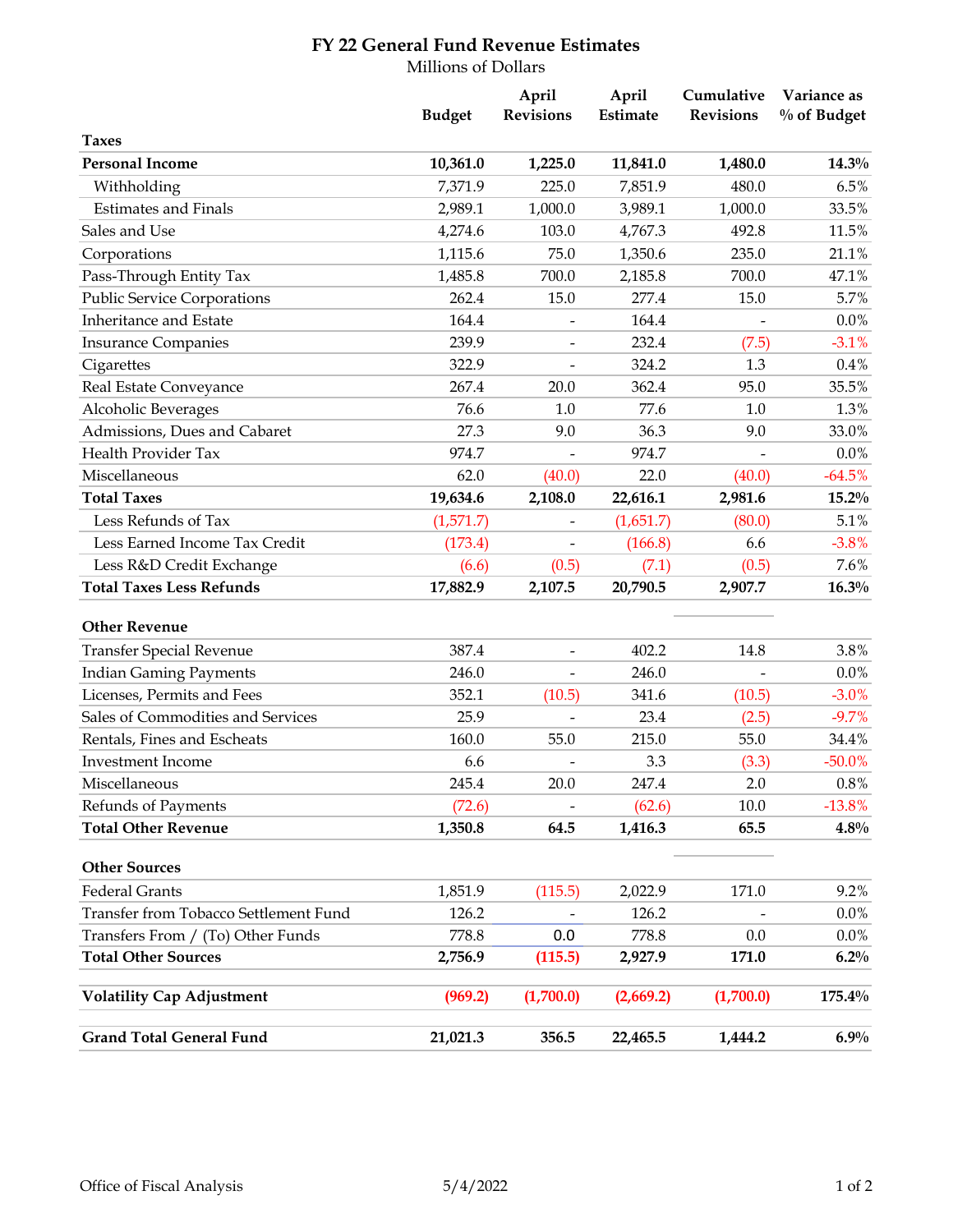# FY 22 General Fund Revenue Estimates

Millions of Dollars

| | Budget | April Revisions | April Estimate | Cumulative Revisions | Variance as % of Budget |
|---|---|---|---|---|---|
| **Taxes** | | | | | |
| **Personal Income** | **10,361.0** | **1,225.0** | **11,841.0** | **1,480.0** | **14.3%** |
| Withholding | 7,371.9 | 225.0 | 7,851.9 | 480.0 | 6.5% |
| Estimates and Finals | 2,989.1 | 1,000.0 | 3,989.1 | 1,000.0 | 33.5% |
| Sales and Use | 4,274.6 | 103.0 | 4,767.3 | 492.8 | 11.5% |
| Corporations | 1,115.6 | 75.0 | 1,350.6 | 235.0 | 21.1% |
| Pass-Through Entity Tax | 1,485.8 | 700.0 | 2,185.8 | 700.0 | 47.1% |
| Public Service Corporations | 262.4 | 15.0 | 277.4 | 15.0 | 5.7% |
| Inheritance and Estate | 164.4 | - | 164.4 | - | 0.0% |
| Insurance Companies | 239.9 | - | 232.4 | (7.5) | -3.1% |
| Cigarettes | 322.9 | - | 324.2 | 1.3 | 0.4% |
| Real Estate Conveyance | 267.4 | 20.0 | 362.4 | 95.0 | 35.5% |
| Alcoholic Beverages | 76.6 | 1.0 | 77.6 | 1.0 | 1.3% |
| Admissions, Dues and Cabaret | 27.3 | 9.0 | 36.3 | 9.0 | 33.0% |
| Health Provider Tax | 974.7 | - | 974.7 | - | 0.0% |
| Miscellaneous | 62.0 | (40.0) | 22.0 | (40.0) | -64.5% |
| **Total Taxes** | **19,634.6** | **2,108.0** | **22,616.1** | **2,981.6** | **15.2%** |
| Less Refunds of Tax | (1,571.7) | - | (1,651.7) | (80.0) | 5.1% |
| Less Earned Income Tax Credit | (173.4) | - | (166.8) | 6.6 | -3.8% |
| Less R&D Credit Exchange | (6.6) | (0.5) | (7.1) | (0.5) | 7.6% |
| **Total Taxes Less Refunds** | **17,882.9** | **2,107.5** | **20,790.5** | **2,907.7** | **16.3%** |
| **Other Revenue** | | | | | |
| Transfer Special Revenue | 387.4 | - | 402.2 | 14.8 | 3.8% |
| Indian Gaming Payments | 246.0 | - | 246.0 | - | 0.0% |
| Licenses, Permits and Fees | 352.1 | (10.5) | 341.6 | (10.5) | -3.0% |
| Sales of Commodities and Services | 25.9 | - | 23.4 | (2.5) | -9.7% |
| Rentals, Fines and Escheats | 160.0 | 55.0 | 215.0 | 55.0 | 34.4% |
| Investment Income | 6.6 | - | 3.3 | (3.3) | -50.0% |
| Miscellaneous | 245.4 | 20.0 | 247.4 | 2.0 | 0.8% |
| Refunds of Payments | (72.6) | - | (62.6) | 10.0 | -13.8% |
| **Total Other Revenue** | **1,350.8** | **64.5** | **1,416.3** | **65.5** | **4.8%** |
| **Other Sources** | | | | | |
| Federal Grants | 1,851.9 | (115.5) | 2,022.9 | 171.0 | 9.2% |
| Transfer from Tobacco Settlement Fund | 126.2 | - | 126.2 | - | 0.0% |
| Transfers From / (To) Other Funds | 778.8 | 0.0 | 778.8 | 0.0 | 0.0% |
| **Total Other Sources** | **2,756.9** | **(115.5)** | **2,927.9** | **171.0** | **6.2%** |
| **Volatility Cap Adjustment** | **(969.2)** | **(1,700.0)** | **(2,669.2)** | **(1,700.0)** | **175.4%** |
| **Grand Total General Fund** | **21,021.3** | **356.5** | **22,465.5** | **1,444.2** | **6.9%** |

Office of Fiscal Analysis 5/4/2022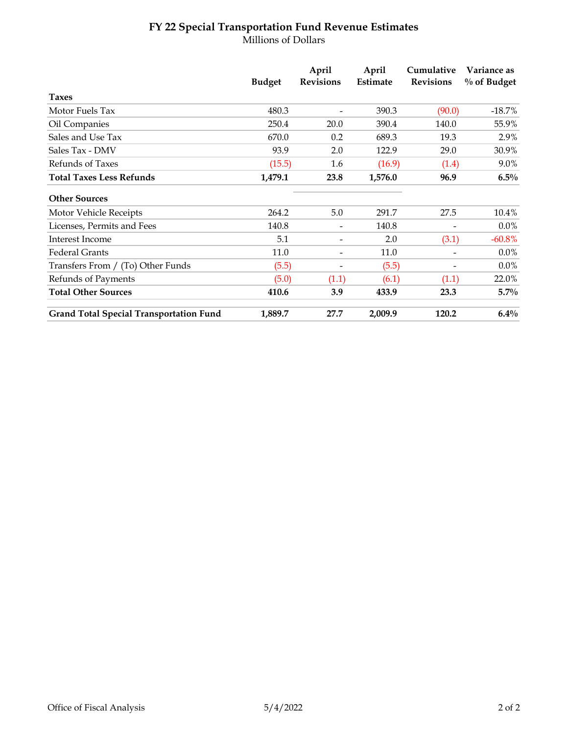# FY 22 Special Transportation Fund Revenue Estimates

Millions of Dollars

| | Budget | April Revisions | April Estimate | Cumulative Revisions | Variance as % of Budget |
|---|---|---|---|---|---|
| **Taxes** | | | | | |
| Motor Fuels Tax | 480.3 | - | 390.3 | (90.0) | -18.7% |
| Oil Companies | 250.4 | 20.0 | 390.4 | 140.0 | 55.9% |
| Sales and Use Tax | 670.0 | 0.2 | 689.3 | 19.3 | 2.9% |
| Sales Tax - DMV | 93.9 | 2.0 | 122.9 | 29.0 | 30.9% |
| Refunds of Taxes | (15.5) | 1.6 | (16.9) | (1.4) | 9.0% |
| **Total Taxes Less Refunds** | **1,479.1** | **23.8** | **1,576.0** | **96.9** | **6.5%** |
| **Other Sources** | | | | | |
| Motor Vehicle Receipts | 264.2 | 5.0 | 291.7 | 27.5 | 10.4% |
| Licenses, Permits and Fees | 140.8 | - | 140.8 | - | 0.0% |
| Interest Income | 5.1 | - | 2.0 | (3.1) | -60.8% |
| Federal Grants | 11.0 | - | 11.0 | - | 0.0% |
| Transfers From / (To) Other Funds | (5.5) | - | (5.5) | - | 0.0% |
| Refunds of Payments | (5.0) | (1.1) | (6.1) | (1.1) | 22.0% |
| **Total Other Sources** | **410.6** | **3.9** | **433.9** | **23.3** | **5.7%** |
| **Grand Total Special Transportation Fund** | **1,889.7** | **27.7** | **2,009.9** | **120.2** | **6.4%** |

Office of Fiscal Analysis 5/4/2022